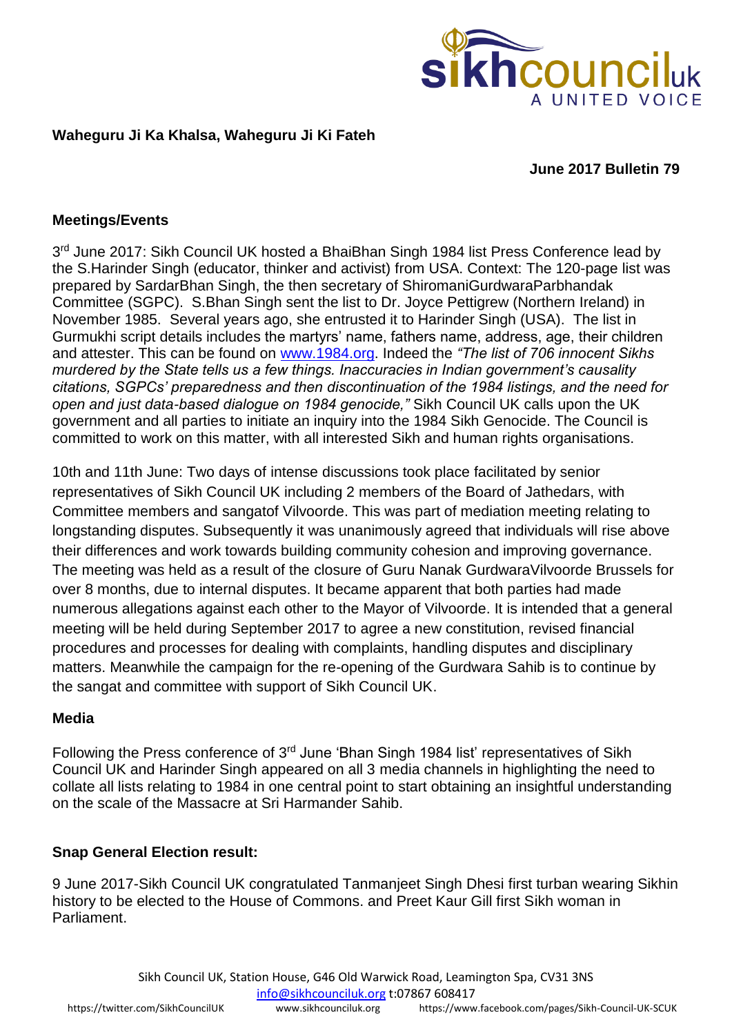**Waheguru Ji Ka Khalsa, Waheguru Ji Ki Fateh**

**June 2017 Bulletin 79**

**Meetings/Events**

3rd June 2017: Sikh Council UK hosted a BhaiBhan Singh 1984 list Press Conference lead by the S.Harinder Singh (educator, thinker and activist) from USA. Context: The 120-page list was prepared by SardarBhan Singh, the then secretary of ShiromaniGurdwaraParbhandak Committee (SGPC). S.Bhan Singh sent the list to Dr. Joyce Pettigrew (Northern Ireland) in November 1985. Several years ago, she entrusted it to Harinder Singh (USA). The list in Gurmukhi script details includes the martyrs' name, fathers name, address, age, their children and attester. This can be found on www.1984.org. Indeed the *"The list of 706 innocent Sikhs murdered by the State tells us a few things. Inaccuracies in Indian government's causality citations, SGPCs' preparedness and then discontinuation of the 1984 listings, and the need for open and just data-based dialogue on 1984 genocide,"* Sikh Council UK calls upon the UK government and all parties to initiate an inquiry into the 1984 Sikh Genocide. The Council is committed to work on this matter, with all interested Sikh and human rights organisations.

10th and 11th June: Two days of intense discussions took place facilitated by senior representatives of Sikh Council UK including 2 members of the Board of Jathedars, with Committee members and sangatof Vilvoorde. This was part of mediation meeting relating to longstanding disputes. Subsequently it was unanimously agreed that individuals will rise above their differences and work towards building community cohesion and improving governance. The meeting was held as a result of the closure of Guru Nanak GurdwaraVilvoorde Brussels for over 8 months, due to internal disputes. It became apparent that both parties had made numerous allegations against each other to the Mayor of Vilvoorde. It is intended that a general meeting will be held during September 2017 to agree a new constitution, revised financial procedures and processes for dealing with complaints, handling disputes and disciplinary matters. Meanwhile the campaign for the re-opening of the Gurdwara Sahib is to continue by the sangat and committee with support of Sikh Council UK.

**Media**

Following the Press conference of 3rd June 'Bhan Singh 1984 list' representatives of Sikh Council UK and Harinder Singh appeared on all 3 media channels in highlighting the need to collate all lists relating to 1984 in one central point to start obtaining an insightful understanding on the scale of the Massacre at Sri Harmander Sahib.

**Snap General Election result:**

9 June 2017-Sikh Council UK congratulated Tanmanjeet Singh Dhesi first turban wearing Sikhin history to be elected to the House of Commons. and Preet Kaur Gill first Sikh woman in Parliament.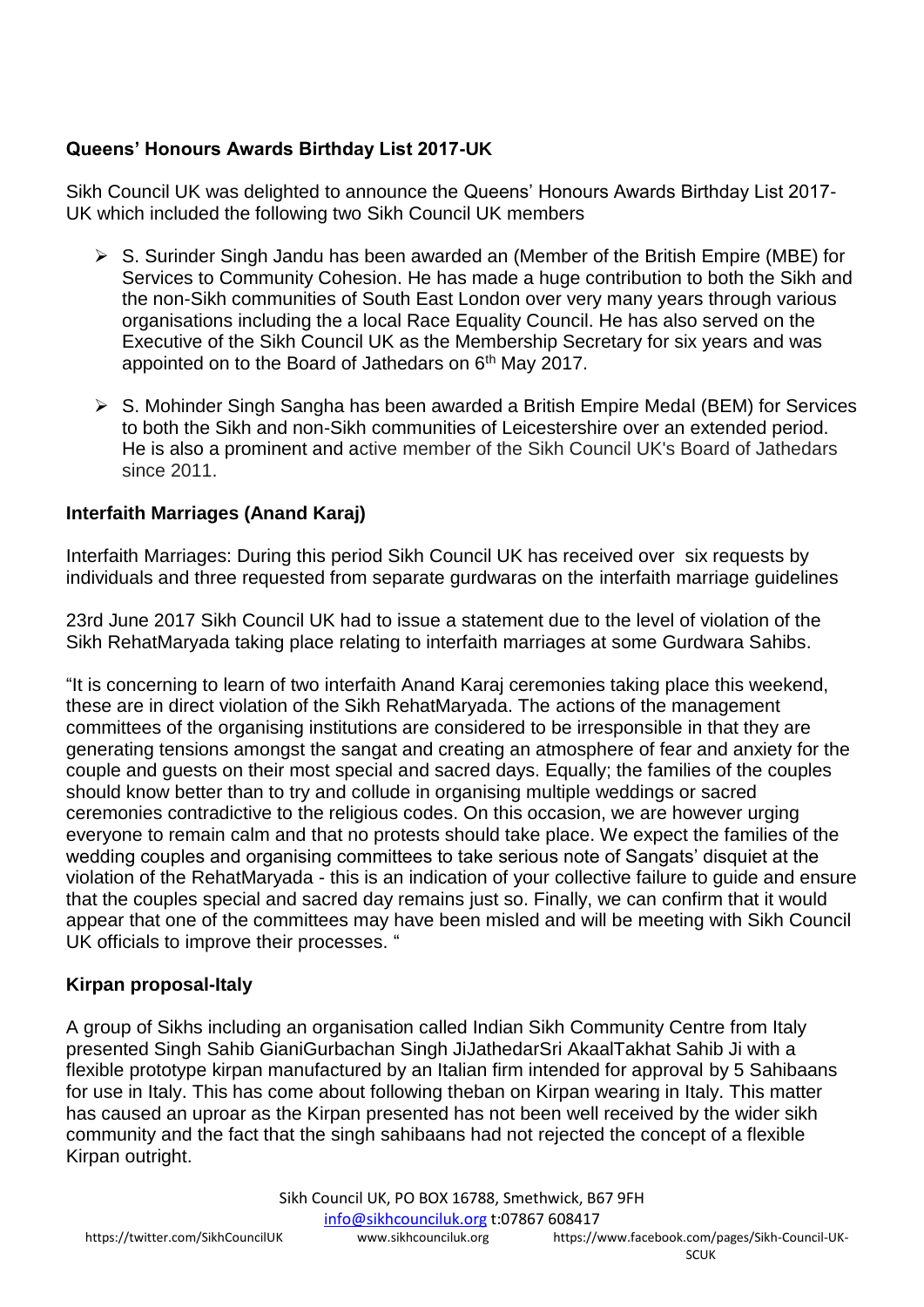### **Queens' Honours Awards Birthday List 2017-UK**

Sikh Council UK was delighted to announce the Queens' Honours Awards Birthday List 2017-UK which included the following two Sikh Council UK members

- S. Surinder Singh Jandu has been awarded an (Member of the British Empire (MBE) for Services to Community Cohesion. He has made a huge contribution to both the Sikh and the non-Sikh communities of South East London over very many years through various organisations including the a local Race Equality Council. He has also served on the Executive of the Sikh Council UK as the Membership Secretary for six years and was appointed on to the Board of Jathedars on 6th May 2017.

- S. Mohinder Singh Sangha has been awarded a British Empire Medal (BEM) for Services to both the Sikh and non-Sikh communities of Leicestershire over an extended period. He is also a prominent and active member of the Sikh Council UK's Board of Jathedars since 2011.

### **Interfaith Marriages (Anand Karaj)**

Interfaith Marriages: During this period Sikh Council UK has received over six requests by individuals and three requested from separate gurdwaras on the interfaith marriage guidelines

23rd June 2017 Sikh Council UK had to issue a statement due to the level of violation of the Sikh RehatMaryada taking place relating to interfaith marriages at some Gurdwara Sahibs.

"It is concerning to learn of two interfaith Anand Karaj ceremonies taking place this weekend, these are in direct violation of the Sikh RehatMaryada. The actions of the management committees of the organising institutions are considered to be irresponsible in that they are generating tensions amongst the sangat and creating an atmosphere of fear and anxiety for the couple and guests on their most special and sacred days. Equally; the families of the couples should know better than to try and collude in organising multiple weddings or sacred ceremonies contradictive to the religious codes. On this occasion, we are however urging everyone to remain calm and that no protests should take place. We expect the families of the wedding couples and organising committees to take serious note of Sangats' disquiet at the violation of the RehatMaryada - this is an indication of your collective failure to guide and ensure that the couples special and sacred day remains just so. Finally, we can confirm that it would appear that one of the committees may have been misled and will be meeting with Sikh Council UK officials to improve their processes. "

### **Kirpan proposal-Italy**

A group of Sikhs including an organisation called Indian Sikh Community Centre from Italy presented Singh Sahib GianiGurbachan Singh JiJathedarSri AkaalTakhat Sahib Ji with a flexible prototype kirpan manufactured by an Italian firm intended for approval by 5 Sahibaans for use in Italy. This has come about following theban on Kirpan wearing in Italy. This matter has caused an uproar as the Kirpan presented has not been well received by the wider sikh community and the fact that the singh sahibaans had not rejected the concept of a flexible Kirpan outright.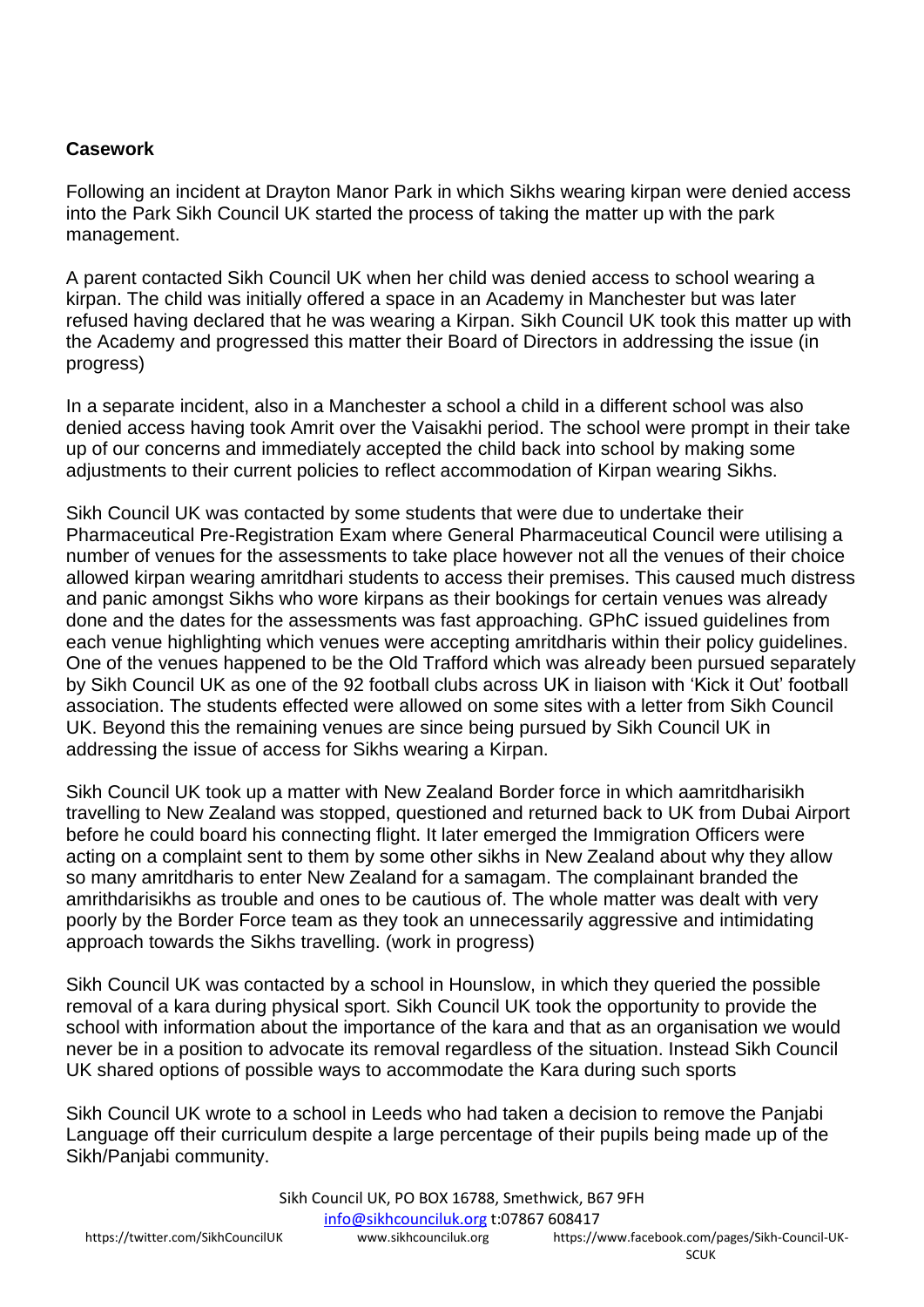**Casework**

Following an incident at Drayton Manor Park in which Sikhs wearing kirpan were denied access into the Park Sikh Council UK started the process of taking the matter up with the park management.

A parent contacted Sikh Council UK when her child was denied access to school wearing a kirpan. The child was initially offered a space in an Academy in Manchester but was later refused having declared that he was wearing a Kirpan. Sikh Council UK took this matter up with the Academy and progressed this matter their Board of Directors in addressing the issue (in progress)

In a separate incident, also in a Manchester a school a child in a different school was also denied access having took Amrit over the Vaisakhi period. The school were prompt in their take up of our concerns and immediately accepted the child back into school by making some adjustments to their current policies to reflect accommodation of Kirpan wearing Sikhs.

Sikh Council UK was contacted by some students that were due to undertake their Pharmaceutical Pre-Registration Exam where General Pharmaceutical Council were utilising a number of venues for the assessments to take place however not all the venues of their choice allowed kirpan wearing amritdhari students to access their premises. This caused much distress and panic amongst Sikhs who wore kirpans as their bookings for certain venues was already done and the dates for the assessments was fast approaching. GPhC issued guidelines from each venue highlighting which venues were accepting amritdharis within their policy guidelines. One of the venues happened to be the Old Trafford which was already been pursued separately by Sikh Council UK as one of the 92 football clubs across UK in liaison with 'Kick it Out' football association. The students effected were allowed on some sites with a letter from Sikh Council UK. Beyond this the remaining venues are since being pursued by Sikh Council UK in addressing the issue of access for Sikhs wearing a Kirpan.

Sikh Council UK took up a matter with New Zealand Border force in which aamritdharisikh travelling to New Zealand was stopped, questioned and returned back to UK from Dubai Airport before he could board his connecting flight. It later emerged the Immigration Officers were acting on a complaint sent to them by some other sikhs in New Zealand about why they allow so many amritdharis to enter New Zealand for a samagam. The complainant branded the amrithdarisikhs as trouble and ones to be cautious of. The whole matter was dealt with very poorly by the Border Force team as they took an unnecessarily aggressive and intimidating approach towards the Sikhs travelling. (work in progress)

Sikh Council UK was contacted by a school in Hounslow, in which they queried the possible removal of a kara during physical sport. Sikh Council UK took the opportunity to provide the school with information about the importance of the kara and that as an organisation we would never be in a position to advocate its removal regardless of the situation. Instead Sikh Council UK shared options of possible ways to accommodate the Kara during such sports

Sikh Council UK wrote to a school in Leeds who had taken a decision to remove the Panjabi Language off their curriculum despite a large percentage of their pupils being made up of the Sikh/Panjabi community.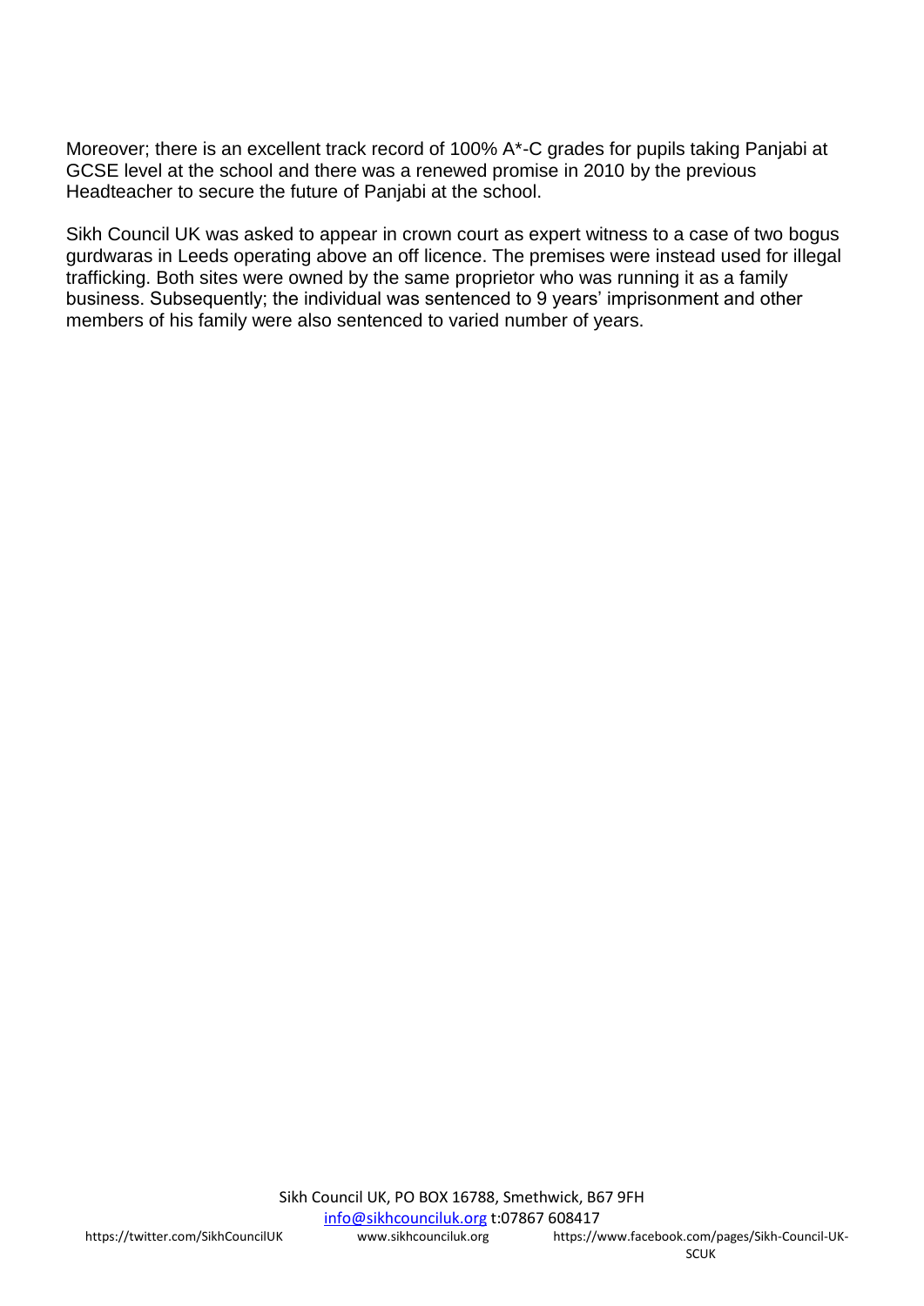Moreover; there is an excellent track record of 100% A*-C grades for pupils taking Panjabi at GCSE level at the school and there was a renewed promise in 2010 by the previous Headteacher to secure the future of Panjabi at the school.

Sikh Council UK was asked to appear in crown court as expert witness to a case of two bogus gurdwaras in Leeds operating above an off licence. The premises were instead used for illegal trafficking. Both sites were owned by the same proprietor who was running it as a family business. Subsequently; the individual was sentenced to 9 years' imprisonment and other members of his family were also sentenced to varied number of years.